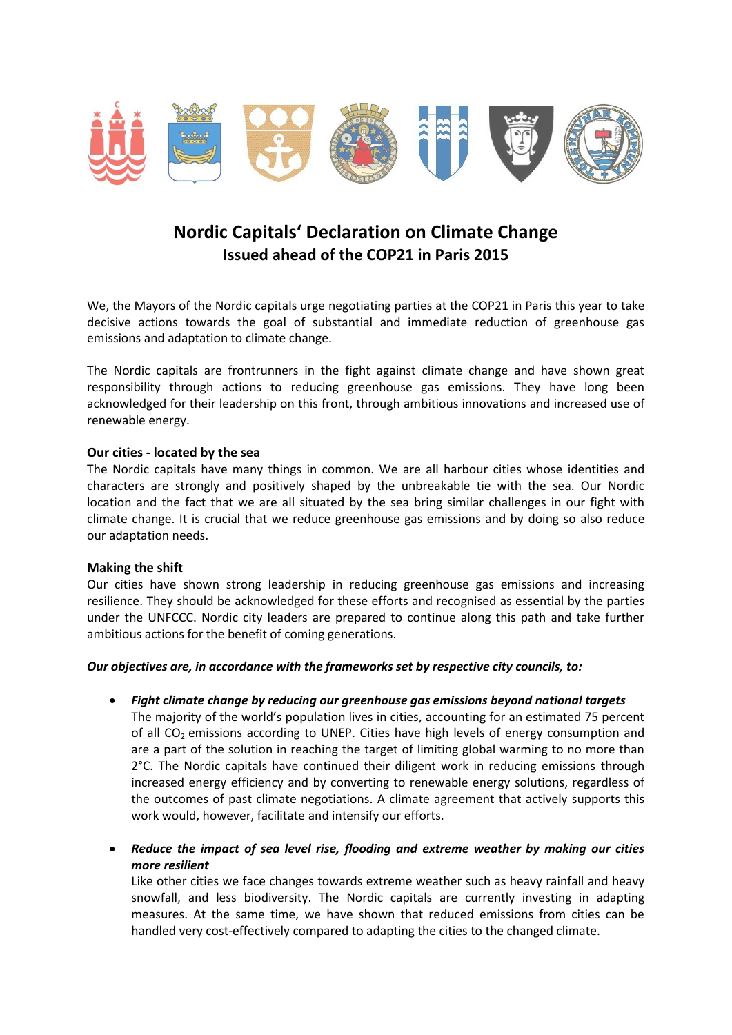# Nordic Capitals' Declaration on Climate Change
## Issued ahead of the COP21 in Paris 2015

We, the Mayors of the Nordic capitals urge negotiating parties at the COP21 in Paris this year to take decisive actions towards the goal of substantial and immediate reduction of greenhouse gas emissions and adaptation to climate change.

The Nordic capitals are frontrunners in the fight against climate change and have shown great responsibility through actions to reducing greenhouse gas emissions. They have long been acknowledged for their leadership on this front, through ambitious innovations and increased use of renewable energy.

**Our cities - located by the sea**
The Nordic capitals have many things in common. We are all harbour cities whose identities and characters are strongly and positively shaped by the unbreakable tie with the sea. Our Nordic location and the fact that we are all situated by the sea bring similar challenges in our fight with climate change. It is crucial that we reduce greenhouse gas emissions and by doing so also reduce our adaptation needs.

**Making the shift**
Our cities have shown strong leadership in reducing greenhouse gas emissions and increasing resilience. They should be acknowledged for these efforts and recognised as essential by the parties under the UNFCCC. Nordic city leaders are prepared to continue along this path and take further ambitious actions for the benefit of coming generations.

***Our objectives are, in accordance with the frameworks set by respective city councils, to:***

- ***Fight climate change by reducing our greenhouse gas emissions beyond national targets***
  The majority of the world's population lives in cities, accounting for an estimated 75 percent of all $CO_2$ emissions according to UNEP. Cities have high levels of energy consumption and are a part of the solution in reaching the target of limiting global warming to no more than 2°C. The Nordic capitals have continued their diligent work in reducing emissions through increased energy efficiency and by converting to renewable energy solutions, regardless of the outcomes of past climate negotiations. A climate agreement that actively supports this work would, however, facilitate and intensify our efforts.

- ***Reduce the impact of sea level rise, flooding and extreme weather by making our cities more resilient***
  Like other cities we face changes towards extreme weather such as heavy rainfall and heavy snowfall, and less biodiversity. The Nordic capitals are currently investing in adapting measures. At the same time, we have shown that reduced emissions from cities can be handled very cost-effectively compared to adapting the cities to the changed climate.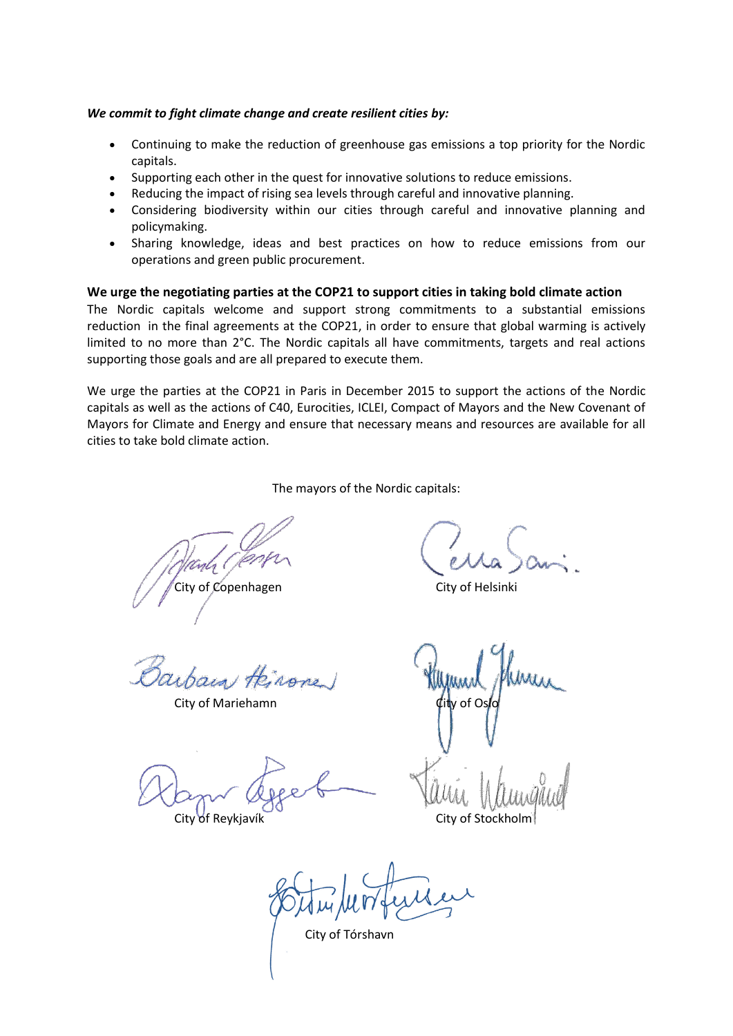***We commit to fight climate change and create resilient cities by:***

- Continuing to make the reduction of greenhouse gas emissions a top priority for the Nordic capitals.
- Supporting each other in the quest for innovative solutions to reduce emissions.
- Reducing the impact of rising sea levels through careful and innovative planning.
- Considering biodiversity within our cities through careful and innovative planning and policymaking.
- Sharing knowledge, ideas and best practices on how to reduce emissions from our operations and green public procurement.

**We urge the negotiating parties at the COP21 to support cities in taking bold climate action**

The Nordic capitals welcome and support strong commitments to a substantial emissions reduction in the final agreements at the COP21, in order to ensure that global warming is actively limited to no more than 2°C. The Nordic capitals all have commitments, targets and real actions supporting those goals and are all prepared to execute them.

We urge the parties at the COP21 in Paris in December 2015 to support the actions of the Nordic capitals as well as the actions of C40, Eurocities, ICLEI, Compact of Mayors and the New Covenant of Mayors for Climate and Energy and ensure that necessary means and resources are available for all cities to take bold climate action.

The mayors of the Nordic capitals:

City of Copenhagen

City of Helsinki

City of Mariehamn

City of Oslo

City of Reykjavík

City of Stockholm

City of Tórshavn